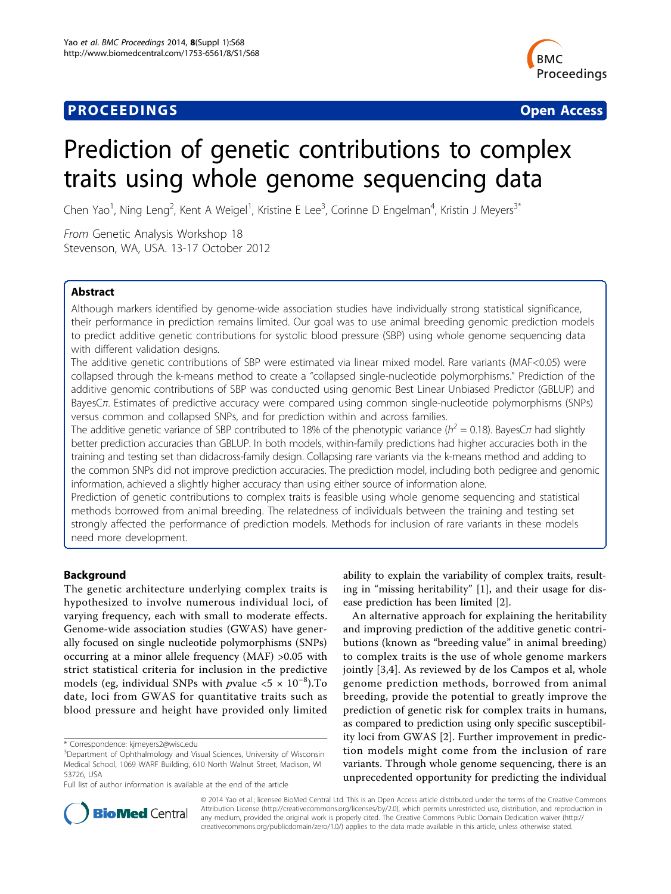# Prediction of genetic contributions to complex traits using whole genome sequencing data

Chen Yao[1], Ning Leng[2], Kent A Weigel[1], Kristine E Lee[3], Corinne D Engelman[4], Kristin J Meyers[3*]

*From* Genetic Analysis Workshop 18
Stevenson, WA, USA. 13-17 October 2012

## Abstract

Although markers identified by genome-wide association studies have individually strong statistical significance, their performance in prediction remains limited. Our goal was to use animal breeding genomic prediction models to predict additive genetic contributions for systolic blood pressure (SBP) using whole genome sequencing data with different validation designs.

The additive genetic contributions of SBP were estimated via linear mixed model. Rare variants (MAF<0.05) were collapsed through the k-means method to create a "collapsed single-nucleotide polymorphisms." Prediction of the additive genomic contributions of SBP was conducted using genomic Best Linear Unbiased Predictor (GBLUP) and BayesC*π*. Estimates of predictive accuracy were compared using common single-nucleotide polymorphisms (SNPs) versus common and collapsed SNPs, and for prediction within and across families.

The additive genetic variance of SBP contributed to 18% of the phenotypic variance ($h^2$ = 0.18). BayesC*π* had slightly better prediction accuracies than GBLUP. In both models, within-family predictions had higher accuracies both in the training and testing set than didacross-family design. Collapsing rare variants via the k-means method and adding to the common SNPs did not improve prediction accuracies. The prediction model, including both pedigree and genomic information, achieved a slightly higher accuracy than using either source of information alone.

Prediction of genetic contributions to complex traits is feasible using whole genome sequencing and statistical methods borrowed from animal breeding. The relatedness of individuals between the training and testing set strongly affected the performance of prediction models. Methods for inclusion of rare variants in these models need more development.

## Background

The genetic architecture underlying complex traits is hypothesized to involve numerous individual loci, of varying frequency, each with small to moderate effects. Genome-wide association studies (GWAS) have generally focused on single nucleotide polymorphisms (SNPs) occurring at a minor allele frequency (MAF) >0.05 with strict statistical criteria for inclusion in the predictive models (eg, individual SNPs with *p*value $<5 \times 10^{-8}$).To date, loci from GWAS for quantitative traits such as blood pressure and height have provided only limited ability to explain the variability of complex traits, resulting in "missing heritability" [1], and their usage for disease prediction has been limited [2].

An alternative approach for explaining the heritability and improving prediction of the additive genetic contributions (known as "breeding value" in animal breeding) to complex traits is the use of whole genome markers jointly [3,4]. As reviewed by de los Campos et al, whole genome prediction methods, borrowed from animal breeding, provide the potential to greatly improve the prediction of genetic risk for complex traits in humans, as compared to prediction using only specific susceptibility loci from GWAS [2]. Further improvement in prediction models might come from the inclusion of rare variants. Through whole genome sequencing, there is an unprecedented opportunity for predicting the individual

\* Correspondence: kjmeyers2@wisc.edu
[3]Department of Ophthalmology and Visual Sciences, University of Wisconsin Medical School, 1069 WARF Building, 610 North Walnut Street, Madison, WI 53726, USA
Full list of author information is available at the end of the article

© 2014 Yao et al.; licensee BioMed Central Ltd. This is an Open Access article distributed under the terms of the Creative Commons Attribution License (http://creativecommons.org/licenses/by/2.0), which permits unrestricted use, distribution, and reproduction in any medium, provided the original work is properly cited. The Creative Commons Public Domain Dedication waiver (http://creativecommons.org/publicdomain/zero/1.0/) applies to the data made available in this article, unless otherwise stated.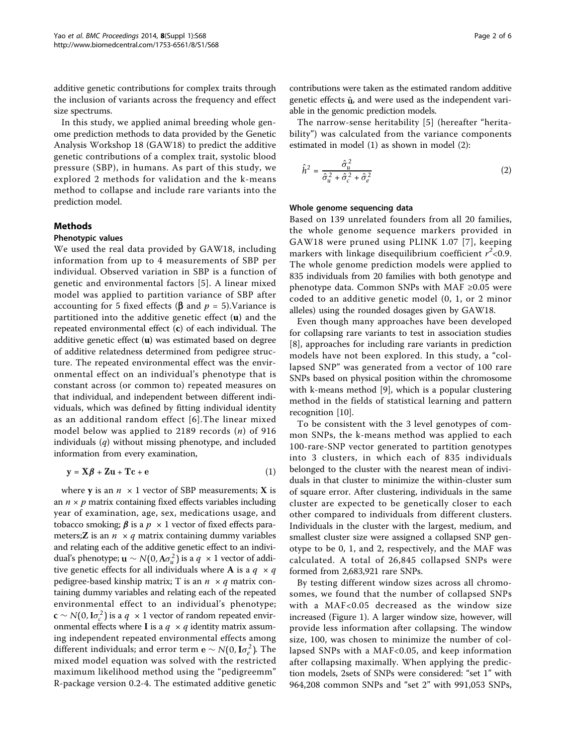additive genetic contributions for complex traits through the inclusion of variants across the frequency and effect size spectrums.

In this study, we applied animal breeding whole genome prediction methods to data provided by the Genetic Analysis Workshop 18 (GAW18) to predict the additive genetic contributions of a complex trait, systolic blood pressure (SBP), in humans. As part of this study, we explored 2 methods for validation and the k-means method to collapse and include rare variants into the prediction model.

## Methods

### Phenotypic values

We used the real data provided by GAW18, including information from up to 4 measurements of SBP per individual. Observed variation in SBP is a function of genetic and environmental factors [5]. A linear mixed model was applied to partition variance of SBP after accounting for 5 fixed effects ($\boldsymbol{\beta}$ and $p$ = 5).Variance is partitioned into the additive genetic effect (**u**) and the repeated environmental effect (**c**) of each individual. The additive genetic effect (**u**) was estimated based on degree of additive relatedness determined from pedigree structure. The repeated environmental effect was the environmental effect on an individual's phenotype that is constant across (or common to) repeated measures on that individual, and independent between different individuals, which was defined by fitting individual identity as an additional random effect [6].The linear mixed model below was applied to 2189 records ($n$) of 916 individuals ($q$) without missing phenotype, and included information from every examination,

$$\mathbf{y} = \mathbf{X}\boldsymbol{\beta} + \mathbf{Z}\mathbf{u} + \mathbf{T}\mathbf{c} + \mathbf{e} \tag{1}$$

where $\mathbf{y}$ is an $n \times 1$ vector of SBP measurements; $\mathbf{X}$ is an $n \times p$ matrix containing fixed effects variables including year of examination, age, sex, medications usage, and tobacco smoking; $\boldsymbol{\beta}$ is a $p \times 1$ vector of fixed effects parameters;$\mathbf{Z}$ is an $n \times q$ matrix containing dummy variables and relating each of the additive genetic effect to an individual's phenotype; $\mathbf{u} \sim N(0, \mathbf{A}\sigma_u^2)$ is a $q \times 1$ vector of additive genetic effects for all individuals where $\mathbf{A}$ is a $q \times q$ pedigree-based kinship matrix; T is an $n \times q$ matrix containing dummy variables and relating each of the repeated environmental effect to an individual's phenotype; $\mathbf{c} \sim N(0, \mathbf{I}\sigma_c^2)$ is a $q \times 1$ vector of random repeated environmental effects where $\mathbf{I}$ is a $q \times q$ identity matrix assuming independent repeated environmental effects among different individuals; and error term $\mathbf{e} \sim N(0, \mathbf{I}\sigma_e^2)$. The mixed model equation was solved with the restricted maximum likelihood method using the "pedigreemm" R-package version 0.2-4. The estimated additive genetic contributions were taken as the estimated random additive genetic effects $\hat{\mathbf{u}}$, and were used as the independent variable in the genomic prediction models.

The narrow-sense heritability [5] (hereafter "heritability") was calculated from the variance components estimated in model (1) as shown in model (2):

$$\hat{h}^2 = \frac{\hat{\sigma}_u^2}{\hat{\sigma}_u^2 + \hat{\sigma}_c^2 + \hat{\sigma}_e^2} \tag{2}$$

### Whole genome sequencing data

Based on 139 unrelated founders from all 20 families, the whole genome sequence markers provided in GAW18 were pruned using PLINK 1.07 [7], keeping markers with linkage disequilibrium coefficient $r^2$<0.9. The whole genome prediction models were applied to 835 individuals from 20 families with both genotype and phenotype data. Common SNPs with MAF ≥0.05 were coded to an additive genetic model (0, 1, or 2 minor alleles) using the rounded dosages given by GAW18.

Even though many approaches have been developed for collapsing rare variants to test in association studies [8], approaches for including rare variants in prediction models have not been explored. In this study, a "collapsed SNP" was generated from a vector of 100 rare SNPs based on physical position within the chromosome with k-means method [9], which is a popular clustering method in the fields of statistical learning and pattern recognition [10].

To be consistent with the 3 level genotypes of common SNPs, the k-means method was applied to each 100-rare-SNP vector generated to partition genotypes into 3 clusters, in which each of 835 individuals belonged to the cluster with the nearest mean of individuals in that cluster to minimize the within-cluster sum of square error. After clustering, individuals in the same cluster are expected to be genetically closer to each other compared to individuals from different clusters. Individuals in the cluster with the largest, medium, and smallest cluster size were assigned a collapsed SNP genotype to be 0, 1, and 2, respectively, and the MAF was calculated. A total of 26,845 collapsed SNPs were formed from 2,683,921 rare SNPs.

By testing different window sizes across all chromosomes, we found that the number of collapsed SNPs with a MAF<0.05 decreased as the window size increased (Figure 1). A larger window size, however, will provide less information after collapsing. The window size, 100, was chosen to minimize the number of collapsed SNPs with a MAF<0.05, and keep information after collapsing maximally. When applying the prediction models, 2sets of SNPs were considered: "set 1" with 964,208 common SNPs and "set 2" with 991,053 SNPs,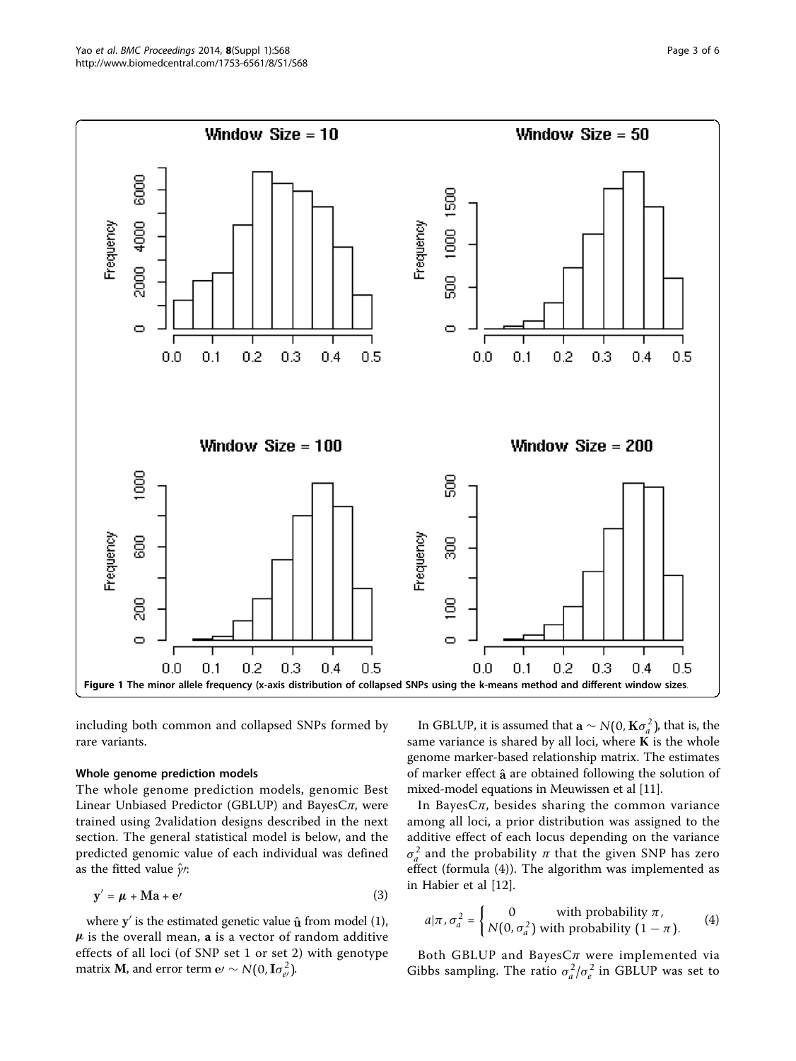**Figure 1 The minor allele frequency (x-axis distribution of collapsed SNPs using the k-means method and different window sizes.**

including both common and collapsed SNPs formed by rare variants.

### Whole genome prediction models

The whole genome prediction models, genomic Best Linear Unbiased Predictor (GBLUP) and BayesC$\pi$, were trained using 2validation designs described in the next section. The general statistical model is below, and the predicted genomic value of each individual was defined as the fitted value $\hat{y}\prime$:

$$\mathbf{y}' = \boldsymbol{\mu} + \mathbf{Ma} + \mathbf{e}\prime \tag{3}$$

where $\mathbf{y}'$ is the estimated genetic value $\hat{\mathbf{u}}$ from model (1), $\boldsymbol{\mu}$ is the overall mean, $\mathbf{a}$ is a vector of random additive effects of all loci (of SNP set 1 or set 2) with genotype matrix $\mathbf{M}$, and error term $\mathbf{e}\prime \sim N(0, \mathbf{I}\sigma_{e\prime}^2)$.

In GBLUP, it is assumed that $\mathbf{a} \sim N(0, \mathbf{K}\sigma_a^2)$, that is, the same variance is shared by all loci, where $\mathbf{K}$ is the whole genome marker-based relationship matrix. The estimates of marker effect $\hat{\mathbf{a}}$ are obtained following the solution of mixed-model equations in Meuwissen et al [11].

In BayesC$\pi$, besides sharing the common variance among all loci, a prior distribution was assigned to the additive effect of each locus depending on the variance $\sigma_a^2$ and the probability $\pi$ that the given SNP has zero effect (formula (4)). The algorithm was implemented as in Habier et al [12].

$$a|\pi, \sigma_a^2 = \begin{cases} 0 & \text{with probability } \pi, \\ N(0, \sigma_a^2) & \text{with probability } (1-\pi). \end{cases} \tag{4}$$

Both GBLUP and BayesC$\pi$ were implemented via Gibbs sampling. The ratio $\sigma_a^2/\sigma_e^2$ in GBLUP was set to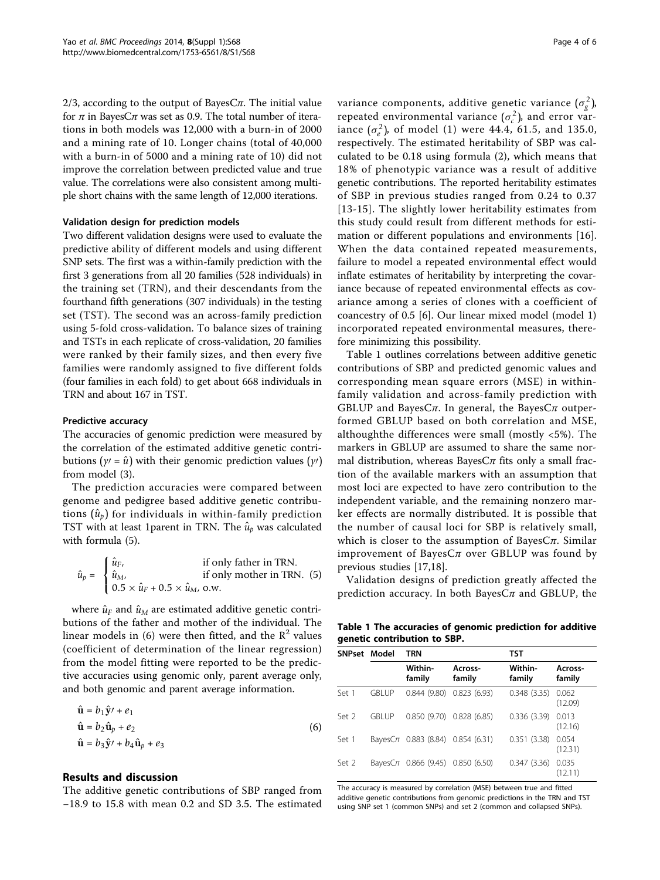2/3, according to the output of BayesC$\pi$. The initial value for $\pi$ in BayesC$\pi$ was set as 0.9. The total number of iterations in both models was 12,000 with a burn-in of 2000 and a mining rate of 10. Longer chains (total of 40,000 with a burn-in of 5000 and a mining rate of 10) did not improve the correlation between predicted value and true value. The correlations were also consistent among multiple short chains with the same length of 12,000 iterations.

#### Validation design for prediction models

Two different validation designs were used to evaluate the predictive ability of different models and using different SNP sets. The first was a within-family prediction with the first 3 generations from all 20 families (528 individuals) in the training set (TRN), and their descendants from the fourthand fifth generations (307 individuals) in the testing set (TST). The second was an across-family prediction using 5-fold cross-validation. To balance sizes of training and TSTs in each replicate of cross-validation, 20 families were ranked by their family sizes, and then every five families were randomly assigned to five different folds (four families in each fold) to get about 668 individuals in TRN and about 167 in TST.

#### Predictive accuracy

The accuracies of genomic prediction were measured by the correlation of the estimated additive genetic contributions ($y\prime = \hat{u}$) with their genomic prediction values ($y\prime$) from model (3).

The prediction accuracies were compared between genome and pedigree based additive genetic contributions ($\hat{u}_p$) for individuals in within-family prediction TST with at least 1parent in TRN. The $\hat{u}_p$ was calculated with formula (5).

$$\hat{u}_p = \begin{cases} \hat{u}_F, & \text{if only father in TRN.} \\ \hat{u}_M, & \text{if only mother in TRN.} \\ 0.5 \times \hat{u}_F + 0.5 \times \hat{u}_M, & \text{o.w.} \end{cases} \quad (5)$$

where $\hat{u}_F$ and $\hat{u}_M$ are estimated additive genetic contributions of the father and mother of the individual. The linear models in (6) were then fitted, and the $R^2$ values (coefficient of determination of the linear regression) from the model fitting were reported to be the predictive accuracies using genomic only, parent average only, and both genomic and parent average information.

$$\begin{aligned} \hat{\mathbf{u}} &= b_1 \hat{\mathbf{y}}\prime + e_1 \\ \hat{\mathbf{u}} &= b_2 \hat{\mathbf{u}}_p + e_2 \\ \hat{\mathbf{u}} &= b_3 \hat{\mathbf{y}}\prime + b_4 \hat{\mathbf{u}}_p + e_3 \end{aligned} \quad (6)$$

## Results and discussion

The additive genetic contributions of SBP ranged from −18.9 to 15.8 with mean 0.2 and SD 3.5. The estimated variance components, additive genetic variance ($\sigma_g^2$), repeated environmental variance ($\sigma_c^2$), and error variance ($\sigma_e^2$), of model (1) were 44.4, 61.5, and 135.0, respectively. The estimated heritability of SBP was calculated to be 0.18 using formula (2), which means that 18% of phenotypic variance was a result of additive genetic contributions. The reported heritability estimates of SBP in previous studies ranged from 0.24 to 0.37 [13-15]. The slightly lower heritability estimates from this study could result from different methods for estimation or different populations and environments [16]. When the data contained repeated measurements, failure to model a repeated environmental effect would inflate estimates of heritability by interpreting the covariance because of repeated environmental effects as covariance among a series of clones with a coefficient of coancestry of 0.5 [6]. Our linear mixed model (model 1) incorporated repeated environmental measures, therefore minimizing this possibility.

Table 1 outlines correlations between additive genetic contributions of SBP and predicted genomic values and corresponding mean square errors (MSE) in within-family validation and across-family prediction with GBLUP and BayesC$\pi$. In general, the BayesC$\pi$ outperformed GBLUP based on both correlation and MSE, althoughthe differences were small (mostly <5%). The markers in GBLUP are assumed to share the same normal distribution, whereas BayesC$\pi$ fits only a small fraction of the available markers with an assumption that most loci are expected to have zero contribution to the independent variable, and the remaining nonzero marker effects are normally distributed. It is possible that the number of causal loci for SBP is relatively small, which is closer to the assumption of BayesC$\pi$. Similar improvement of BayesC$\pi$ over GBLUP was found by previous studies [17,18].

Validation designs of prediction greatly affected the prediction accuracy. In both BayesC$\pi$ and GBLUP, the

**Table 1 The accuracies of genomic prediction for additive genetic contribution to SBP.**

| SNPset | Model | TRN | | TST | |
|---|---|---|---|---|---|
| | | Within-family | Across-family | Within-family | Across-family |
| Set 1 | GBLUP | 0.844 (9.80) | 0.823 (6.93) | 0.348 (3.35) | 0.062 (12.09) |
| Set 2 | GBLUP | 0.850 (9.70) | 0.828 (6.85) | 0.336 (3.39) | 0.013 (12.16) |
| Set 1 | BayesC$\pi$ | 0.883 (8.84) | 0.854 (6.31) | 0.351 (3.38) | 0.054 (12.31) |
| Set 2 | BayesC$\pi$ | 0.866 (9.45) | 0.850 (6.50) | 0.347 (3.36) | 0.035 (12.11) |

The accuracy is measured by correlation (MSE) between true and fitted additive genetic contributions from genomic predictions in the TRN and TST using SNP set 1 (common SNPs) and set 2 (common and collapsed SNPs).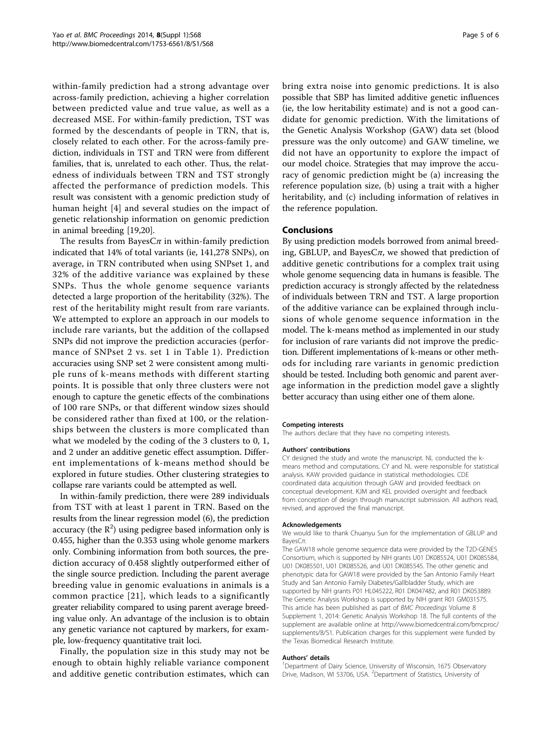within-family prediction had a strong advantage over across-family prediction, achieving a higher correlation between predicted value and true value, as well as a decreased MSE. For within-family prediction, TST was formed by the descendants of people in TRN, that is, closely related to each other. For the across-family prediction, individuals in TST and TRN were from different families, that is, unrelated to each other. Thus, the relatedness of individuals between TRN and TST strongly affected the performance of prediction models. This result was consistent with a genomic prediction study of human height [4] and several studies on the impact of genetic relationship information on genomic prediction in animal breeding [19,20].

The results from Bayes$C\pi$ in within-family prediction indicated that 14% of total variants (ie, 141,278 SNPs), on average, in TRN contributed when using SNPset 1, and 32% of the additive variance was explained by these SNPs. Thus the whole genome sequence variants detected a large proportion of the heritability (32%). The rest of the heritability might result from rare variants. We attempted to explore an approach in our models to include rare variants, but the addition of the collapsed SNPs did not improve the prediction accuracies (performance of SNPset 2 vs. set 1 in Table 1). Prediction accuracies using SNP set 2 were consistent among multiple runs of k-means methods with different starting points. It is possible that only three clusters were not enough to capture the genetic effects of the combinations of 100 rare SNPs, or that different window sizes should be considered rather than fixed at 100, or the relationships between the clusters is more complicated than what we modeled by the coding of the 3 clusters to 0, 1, and 2 under an additive genetic effect assumption. Different implementations of k-means method should be explored in future studies. Other clustering strategies to collapse rare variants could be attempted as well.

In within-family prediction, there were 289 individuals from TST with at least 1 parent in TRN. Based on the results from the linear regression model (6), the prediction accuracy (the $R^2$) using pedigree based information only is 0.455, higher than the 0.353 using whole genome markers only. Combining information from both sources, the prediction accuracy of 0.458 slightly outperformed either of the single source prediction. Including the parent average breeding value in genomic evaluations in animals is a common practice [21], which leads to a significantly greater reliability compared to using parent average breeding value only. An advantage of the inclusion is to obtain any genetic variance not captured by markers, for example, low-frequency quantitative trait loci.

Finally, the population size in this study may not be enough to obtain highly reliable variance component and additive genetic contribution estimates, which can bring extra noise into genomic predictions. It is also possible that SBP has limited additive genetic influences (ie, the low heritability estimate) and is not a good candidate for genomic prediction. With the limitations of the Genetic Analysis Workshop (GAW) data set (blood pressure was the only outcome) and GAW timeline, we did not have an opportunity to explore the impact of our model choice. Strategies that may improve the accuracy of genomic prediction might be (a) increasing the reference population size, (b) using a trait with a higher heritability, and (c) including information of relatives in the reference population.

## Conclusions

By using prediction models borrowed from animal breeding, GBLUP, and Bayes$C\pi$, we showed that prediction of additive genetic contributions for a complex trait using whole genome sequencing data in humans is feasible. The prediction accuracy is strongly affected by the relatedness of individuals between TRN and TST. A large proportion of the additive variance can be explained through inclusions of whole genome sequence information in the model. The k-means method as implemented in our study for inclusion of rare variants did not improve the prediction. Different implementations of k-means or other methods for including rare variants in genomic prediction should be tested. Including both genomic and parent average information in the prediction model gave a slightly better accuracy than using either one of them alone.

#### Competing interests

The authors declare that they have no competing interests.

#### Authors' contributions

CY designed the study and wrote the manuscript. NL conducted the k-means method and computations. CY and NL were responsible for statistical analysis. KAW provided guidance in statistical methodologies. CDE coordinated data acquisition through GAW and provided feedback on conceptual development. KJM and KEL provided oversight and feedback from conception of design through manuscript submission. All authors read, revised, and approved the final manuscript.

#### Acknowledgements

We would like to thank Chuanyu Sun for the implementation of GBLUP and Bayes$C\pi$.

The GAW18 whole genome sequence data were provided by the T2D-GENES Consortium, which is supported by NIH grants U01 DK085524, U01 DK085584, U01 DK085501, U01 DK085526, and U01 DK085545. The other genetic and phenotypic data for GAW18 were provided by the San Antonio Family Heart Study and San Antonio Family Diabetes/Gallbladder Study, which are supported by NIH grants P01 HL045222, R01 DK047482, and R01 DK053889. The Genetic Analysis Workshop is supported by NIH grant R01 GM031575. This article has been published as part of *BMC Proceedings* Volume 8 Supplement 1, 2014: Genetic Analysis Workshop 18. The full contents of the supplement are available online at http://www.biomedcentral.com/bmcproc/supplements/8/S1. Publication charges for this supplement were funded by the Texas Biomedical Research Institute.

#### Authors' details

[1]Department of Dairy Science, University of Wisconsin, 1675 Observatory Drive, Madison, WI 53706, USA. [2]Department of Statistics, University of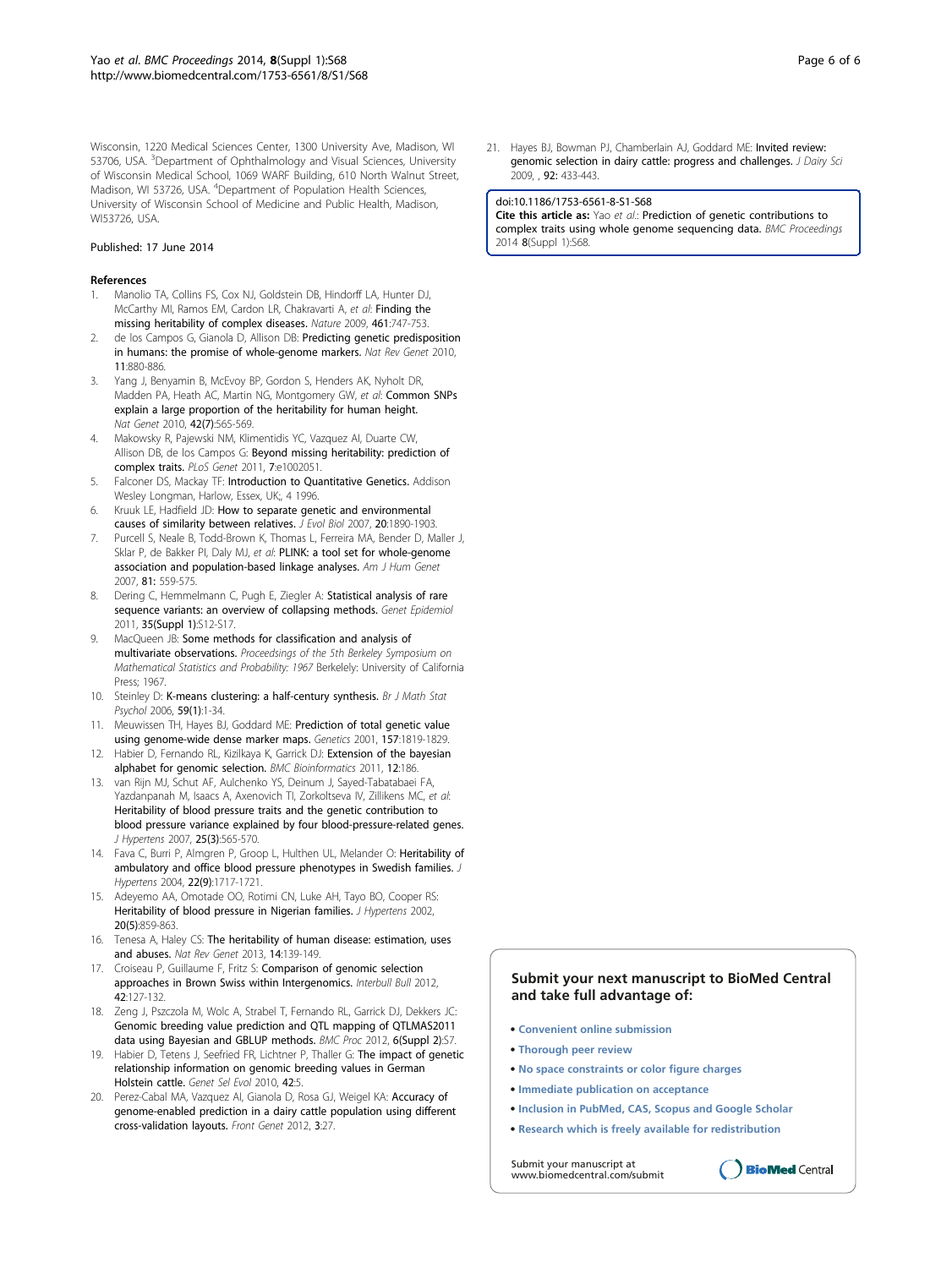Wisconsin, 1220 Medical Sciences Center, 1300 University Ave, Madison, WI 53706, USA. [3]Department of Ophthalmology and Visual Sciences, University of Wisconsin Medical School, 1069 WARF Building, 610 North Walnut Street, Madison, WI 53726, USA. [4]Department of Population Health Sciences, University of Wisconsin School of Medicine and Public Health, Madison, WI53726, USA.

Published: 17 June 2014

## References

1. Manolio TA, Collins FS, Cox NJ, Goldstein DB, Hindorff LA, Hunter DJ, McCarthy MI, Ramos EM, Cardon LR, Chakravarti A, *et al*: **Finding the missing heritability of complex diseases.** *Nature* 2009, **461**:747-753.
2. de los Campos G, Gianola D, Allison DB: **Predicting genetic predisposition in humans: the promise of whole-genome markers.** *Nat Rev Genet* 2010, **11**:880-886.
3. Yang J, Benyamin B, McEvoy BP, Gordon S, Henders AK, Nyholt DR, Madden PA, Heath AC, Martin NG, Montgomery GW, *et al*: **Common SNPs explain a large proportion of the heritability for human height.** *Nat Genet* 2010, **42(7)**:565-569.
4. Makowsky R, Pajewski NM, Klimentidis YC, Vazquez AI, Duarte CW, Allison DB, de los Campos G: **Beyond missing heritability: prediction of complex traits.** *PLoS Genet* 2011, **7**:e1002051.
5. Falconer DS, Mackay TF: **Introduction to Quantitative Genetics.** Addison Wesley Longman, Harlow, Essex, UK;, 4 1996.
6. Kruuk LE, Hadfield JD: **How to separate genetic and environmental causes of similarity between relatives.** *J Evol Biol* 2007, **20**:1890-1903.
7. Purcell S, Neale B, Todd-Brown K, Thomas L, Ferreira MA, Bender D, Maller J, Sklar P, de Bakker PI, Daly MJ, *et al*: **PLINK: a tool set for whole-genome association and population-based linkage analyses.** *Am J Hum Genet* 2007, **81**: 559-575.
8. Dering C, Hemmelmann C, Pugh E, Ziegler A: **Statistical analysis of rare sequence variants: an overview of collapsing methods.** *Genet Epidemiol* 2011, **35(Suppl 1)**:S12-S17.
9. MacQueen JB: **Some methods for classification and analysis of multivariate observations.** *Proceedsings of the 5th Berkeley Symposium on Mathematical Statistics and Probability: 1967* Berkelely: University of California Press; 1967.
10. Steinley D: **K-means clustering: a half-century synthesis.** *Br J Math Stat Psychol* 2006, **59(1)**:1-34.
11. Meuwissen TH, Hayes BJ, Goddard ME: **Prediction of total genetic value using genome-wide dense marker maps.** *Genetics* 2001, **157**:1819-1829.
12. Habier D, Fernando RL, Kizilkaya K, Garrick DJ: **Extension of the bayesian alphabet for genomic selection.** *BMC Bioinformatics* 2011, **12**:186.
13. van Rijn MJ, Schut AF, Aulchenko YS, Deinum J, Sayed-Tabatabaei FA, Yazdanpanah M, Isaacs A, Axenovich TI, Zorkoltseva IV, Zillikens MC, *et al*: **Heritability of blood pressure traits and the genetic contribution to blood pressure variance explained by four blood-pressure-related genes.** *J Hypertens* 2007, **25(3)**:565-570.
14. Fava C, Burri P, Almgren P, Groop L, Hulthen UL, Melander O: **Heritability of ambulatory and office blood pressure phenotypes in Swedish families.** *J Hypertens* 2004, **22(9)**:1717-1721.
15. Adeyemo AA, Omotade OO, Rotimi CN, Luke AH, Tayo BO, Cooper RS: **Heritability of blood pressure in Nigerian families.** *J Hypertens* 2002, **20(5)**:859-863.
16. Tenesa A, Haley CS: **The heritability of human disease: estimation, uses and abuses.** *Nat Rev Genet* 2013, **14**:139-149.
17. Croiseau P, Guillaume F, Fritz S: **Comparison of genomic selection approaches in Brown Swiss within Intergenomics.** *Interbull Bull* 2012, **42**:127-132.
18. Zeng J, Pszczola M, Wolc A, Strabel T, Fernando RL, Garrick DJ, Dekkers JC: **Genomic breeding value prediction and QTL mapping of QTLMAS2011 data using Bayesian and GBLUP methods.** *BMC Proc* 2012, **6(Suppl 2)**:S7.
19. Habier D, Tetens J, Seefried FR, Lichtner P, Thaller G: **The impact of genetic relationship information on genomic breeding values in German Holstein cattle.** *Genet Sel Evol* 2010, **42**:5.
20. Perez-Cabal MA, Vazquez AI, Gianola D, Rosa GJ, Weigel KA: **Accuracy of genome-enabled prediction in a dairy cattle population using different cross-validation layouts.** *Front Genet* 2012, **3**:27.
21. Hayes BJ, Bowman PJ, Chamberlain AJ, Goddard ME: **Invited review: genomic selection in dairy cattle: progress and challenges.** *J Dairy Sci* 2009, , **92**: 433-443.

doi:10.1186/1753-6561-8-S1-S68
**Cite this article as:** Yao *et al.*: Prediction of genetic contributions to complex traits using whole genome sequencing data. *BMC Proceedings* 2014 **8**(Suppl 1):S68.

**Submit your next manuscript to BioMed Central and take full advantage of:**

- **Convenient online submission**
- **Thorough peer review**
- **No space constraints or color figure charges**
- **Immediate publication on acceptance**
- **Inclusion in PubMed, CAS, Scopus and Google Scholar**
- **Research which is freely available for redistribution**

Submit your manuscript at
www.biomedcentral.com/submit

BioMed Central